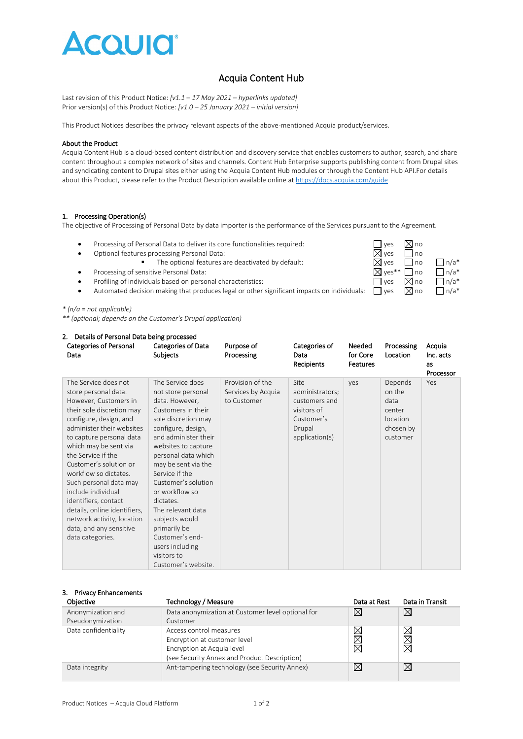ACQUIA

# Acquia Content Hub

Last revision of this Product Notice: *[v1.1 – 17 May 2021 – hyperlinks updated]*
Prior version(s) of this Product Notice: *[v1.0 – 25 January 2021 – initial version]*

This Product Notices describes the privacy relevant aspects of the above-mentioned Acquia product/services.

**About the Product**
Acquia Content Hub is a cloud-based content distribution and discovery service that enables customers to author, search, and share content throughout a complex network of sites and channels. Content Hub Enterprise supports publishing content from Drupal sites and syndicating content to Drupal sites either using the Acquia Content Hub modules or through the Content Hub API.For details about this Product, please refer to the Product Description available online at https://docs.acquia.com/guide

## 1. Processing Operation(s)

The objective of Processing of Personal Data by data importer is the performance of the Services pursuant to the Agreement.

- Processing of Personal Data to deliver its core functionalities required: ☐ yes ☒ no
- Optional features processing Personal Data: ☒ yes ☐ no
  - The optional features are deactivated by default: ☒ yes ☐ no ☐ n/a*
- Processing of sensitive Personal Data: ☒ yes** ☐ no ☐ n/a*
- Profiling of individuals based on personal characteristics: ☐ yes ☒ no ☐ n/a*
- Automated decision making that produces legal or other significant impacts on individuals: ☐ yes ☒ no ☐ n/a*

*\* (n/a = not applicable)*
*\*\* (optional; depends on the Customer's Drupal application)*

## 2. Details of Personal Data being processed

| Categories of Personal Data | Categories of Data Subjects | Purpose of Processing | Categories of Data Recipients | Needed for Core Features | Processing Location | Acquia Inc. acts as Processor |
|---|---|---|---|---|---|---|
| The Service does not store personal data. However, Customers in their sole discretion may configure, design, and administer their websites to capture personal data which may be sent via the Service if the Customer's solution or workflow so dictates. Such personal data may include individual identifiers, contact details, online identifiers, network activity, location data, and any sensitive data categories. | The Service does not store personal data. However, Customers in their sole discretion may configure, design, and administer their websites to capture personal data which may be sent via the Service if the Customer's solution or workflow so dictates. The relevant data subjects would primarily be Customer's end-users including visitors to Customer's website. | Provision of the Services by Acquia to Customer | Site administrators; customers and visitors of Customer's Drupal application(s) | yes | Depends on the data center location chosen by customer | Yes |

## 3. Privacy Enhancements

| Objective | Technology / Measure | Data at Rest | Data in Transit |
|---|---|---|---|
| Anonymization and Pseudonymization | Data anonymization at Customer level optional for Customer | ☒ | ☒ |
| Data confidentiality | Access control measures<br>Encryption at customer level<br>Encryption at Acquia level<br>(see Security Annex and Product Description) | ☒<br>☒<br>☒ | ☒<br>☒<br>☒ |
| Data integrity | Ant-tampering technology (see Security Annex) | ☒ | ☒ |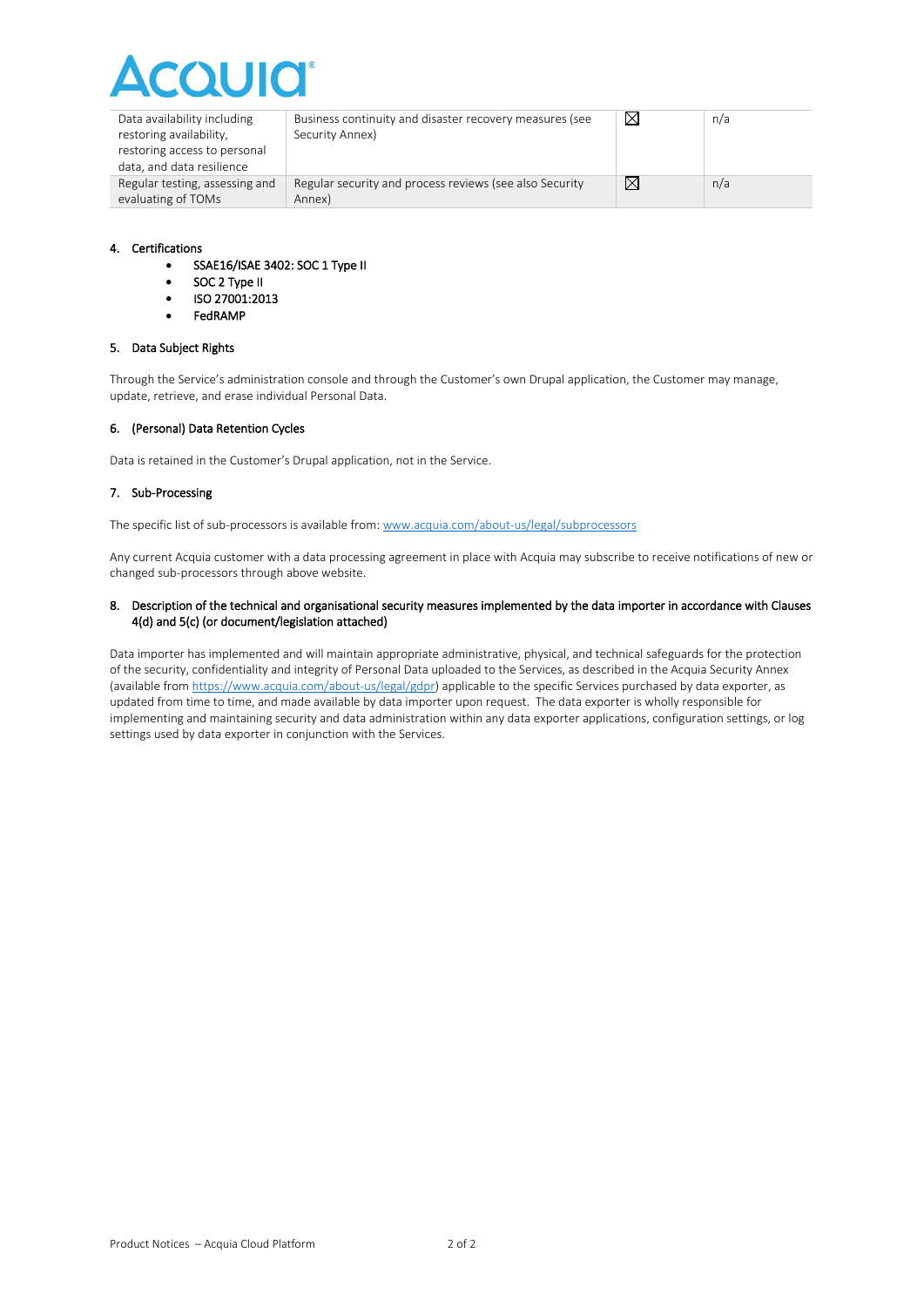| | | | |
|---|---|---|---|
| Data availability including restoring availability, restoring access to personal data, and data resilience | Business continuity and disaster recovery measures (see Security Annex) | ☒ | n/a |
| Regular testing, assessing and evaluating of TOMs | Regular security and process reviews (see also Security Annex) | ☒ | n/a |

**4. Certifications**

- SSAE16/ISAE 3402: SOC 1 Type II
- SOC 2 Type II
- ISO 27001:2013
- FedRAMP

**5. Data Subject Rights**

Through the Service's administration console and through the Customer's own Drupal application, the Customer may manage, update, retrieve, and erase individual Personal Data.

**6. (Personal) Data Retention Cycles**

Data is retained in the Customer's Drupal application, not in the Service.

**7. Sub-Processing**

The specific list of sub-processors is available from: www.acquia.com/about-us/legal/subprocessors

Any current Acquia customer with a data processing agreement in place with Acquia may subscribe to receive notifications of new or changed sub-processors through above website.

**8. Description of the technical and organisational security measures implemented by the data importer in accordance with Clauses 4(d) and 5(c) (or document/legislation attached)**

Data importer has implemented and will maintain appropriate administrative, physical, and technical safeguards for the protection of the security, confidentiality and integrity of Personal Data uploaded to the Services, as described in the Acquia Security Annex (available from https://www.acquia.com/about-us/legal/gdpr) applicable to the specific Services purchased by data exporter, as updated from time to time, and made available by data importer upon request. The data exporter is wholly responsible for implementing and maintaining security and data administration within any data exporter applications, configuration settings, or log settings used by data exporter in conjunction with the Services.